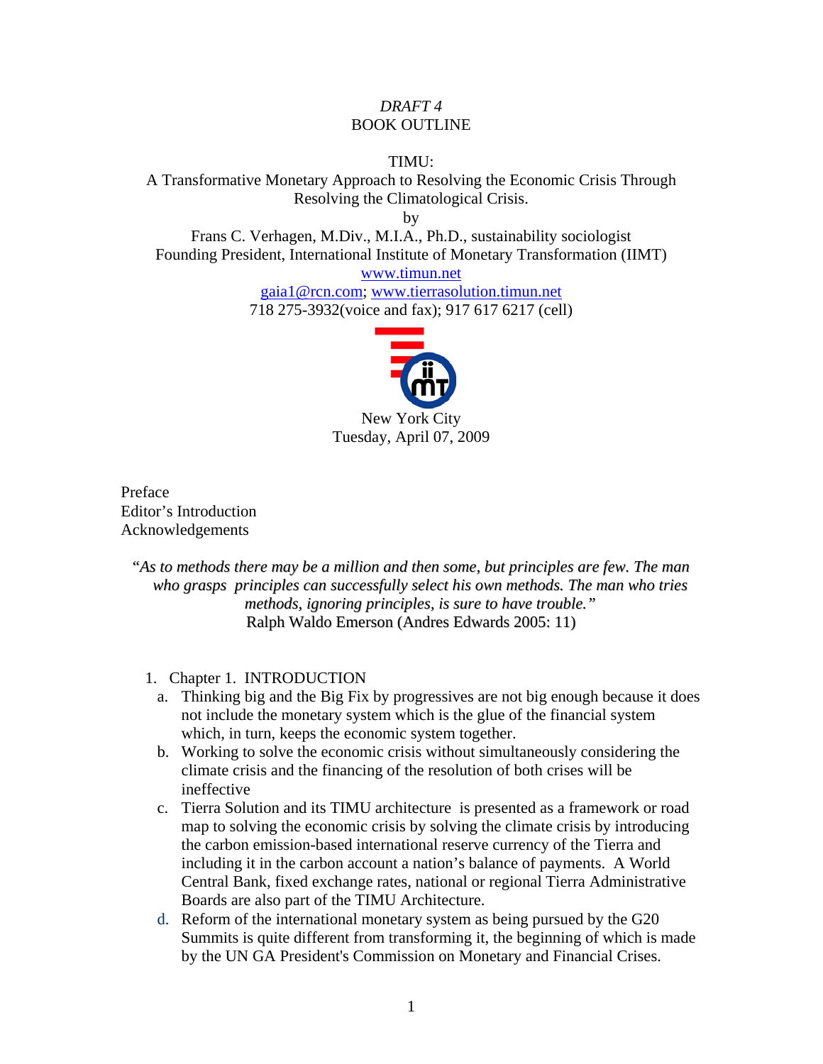*DRAFT 4*

BOOK OUTLINE

TIMU:

A Transformative Monetary Approach to Resolving the Economic Crisis Through Resolving the Climatological Crisis.

by

Frans C. Verhagen, M.Div., M.I.A., Ph.D., sustainability sociologist

Founding President, International Institute of Monetary Transformation (IIMT)

www.timun.net

gaia1@rcn.com; www.tierrasolution.timun.net

718 275-3932(voice and fax); 917 617 6217 (cell)

New York City

Tuesday, April 07, 2009

Preface

Editor's Introduction

Acknowledgements

> "*As to methods there may be a million and then some, but principles are few. The man who grasps principles can successfully select his own methods. The man who tries methods, ignoring principles, is sure to have trouble.*"
>
> Ralph Waldo Emerson (Andres Edwards 2005: 11)

1. Chapter 1. INTRODUCTION
   a. Thinking big and the Big Fix by progressives are not big enough because it does not include the monetary system which is the glue of the financial system which, in turn, keeps the economic system together.
   b. Working to solve the economic crisis without simultaneously considering the climate crisis and the financing of the resolution of both crises will be ineffective
   c. Tierra Solution and its TIMU architecture is presented as a framework or road map to solving the economic crisis by solving the climate crisis by introducing the carbon emission-based international reserve currency of the Tierra and including it in the carbon account a nation's balance of payments. A World Central Bank, fixed exchange rates, national or regional Tierra Administrative Boards are also part of the TIMU Architecture.
   d. Reform of the international monetary system as being pursued by the G20 Summits is quite different from transforming it, the beginning of which is made by the UN GA President's Commission on Monetary and Financial Crises.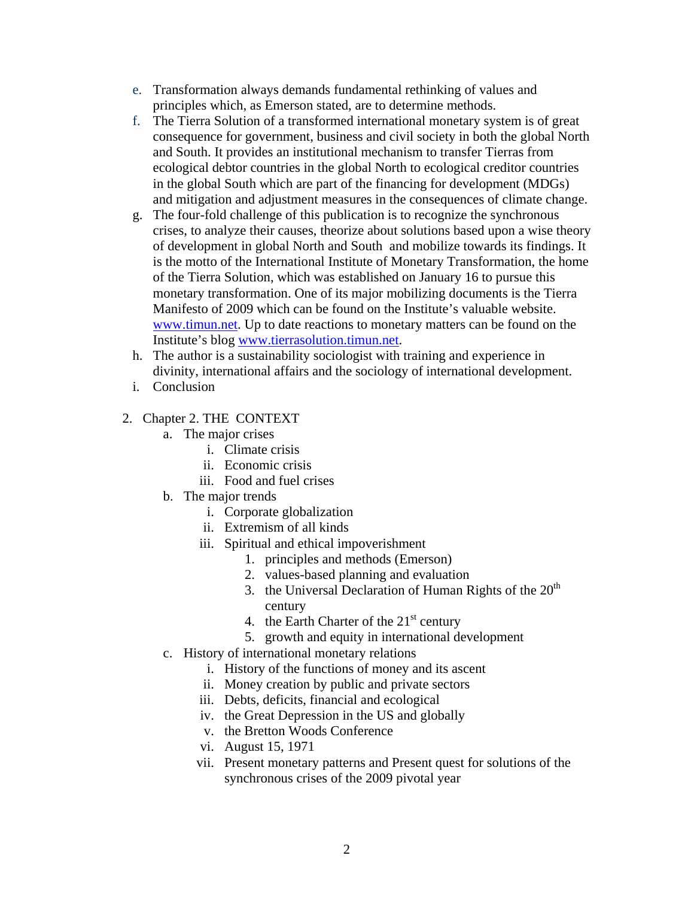e. Transformation always demands fundamental rethinking of values and principles which, as Emerson stated, are to determine methods.
f. The Tierra Solution of a transformed international monetary system is of great consequence for government, business and civil society in both the global North and South. It provides an institutional mechanism to transfer Tierras from ecological debtor countries in the global North to ecological creditor countries in the global South which are part of the financing for development (MDGs) and mitigation and adjustment measures in the consequences of climate change.
g. The four-fold challenge of this publication is to recognize the synchronous crises, to analyze their causes, theorize about solutions based upon a wise theory of development in global North and South and mobilize towards its findings. It is the motto of the International Institute of Monetary Transformation, the home of the Tierra Solution, which was established on January 16 to pursue this monetary transformation. One of its major mobilizing documents is the Tierra Manifesto of 2009 which can be found on the Institute's valuable website. www.timun.net. Up to date reactions to monetary matters can be found on the Institute's blog www.tierrasolution.timun.net.
h. The author is a sustainability sociologist with training and experience in divinity, international affairs and the sociology of international development.
i. Conclusion

2. Chapter 2. THE CONTEXT
   a. The major crises
      i. Climate crisis
      ii. Economic crisis
      iii. Food and fuel crises
   b. The major trends
      i. Corporate globalization
      ii. Extremism of all kinds
      iii. Spiritual and ethical impoverishment
         1. principles and methods (Emerson)
         2. values-based planning and evaluation
         3. the Universal Declaration of Human Rights of the 20th century
         4. the Earth Charter of the 21st century
         5. growth and equity in international development
   c. History of international monetary relations
      i. History of the functions of money and its ascent
      ii. Money creation by public and private sectors
      iii. Debts, deficits, financial and ecological
      iv. the Great Depression in the US and globally
      v. the Bretton Woods Conference
      vi. August 15, 1971
      vii. Present monetary patterns and Present quest for solutions of the synchronous crises of the 2009 pivotal year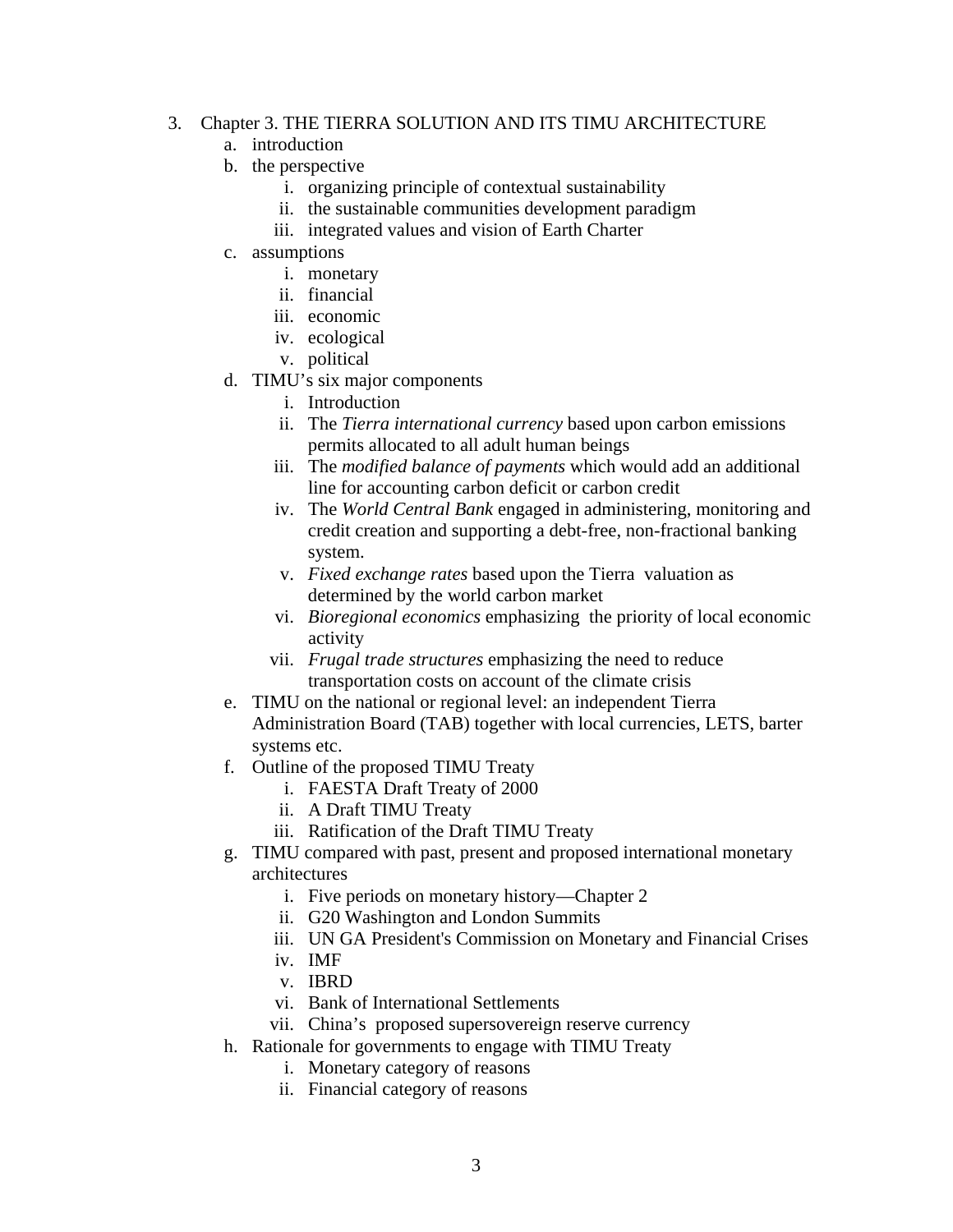3. Chapter 3. THE TIERRA SOLUTION AND ITS TIMU ARCHITECTURE
    a. introduction
    b. the perspective
        i. organizing principle of contextual sustainability
        ii. the sustainable communities development paradigm
        iii. integrated values and vision of Earth Charter
    c. assumptions
        i. monetary
        ii. financial
        iii. economic
        iv. ecological
        v. political
    d. TIMU's six major components
        i. Introduction
        ii. The *Tierra international currency* based upon carbon emissions permits allocated to all adult human beings
        iii. The *modified balance of payments* which would add an additional line for accounting carbon deficit or carbon credit
        iv. The *World Central Bank* engaged in administering, monitoring and credit creation and supporting a debt-free, non-fractional banking system.
        v. *Fixed exchange rates* based upon the Tierra valuation as determined by the world carbon market
        vi. *Bioregional economics* emphasizing the priority of local economic activity
        vii. *Frugal trade structures* emphasizing the need to reduce transportation costs on account of the climate crisis
    e. TIMU on the national or regional level: an independent Tierra Administration Board (TAB) together with local currencies, LETS, barter systems etc.
    f. Outline of the proposed TIMU Treaty
        i. FAESTA Draft Treaty of 2000
        ii. A Draft TIMU Treaty
        iii. Ratification of the Draft TIMU Treaty
    g. TIMU compared with past, present and proposed international monetary architectures
        i. Five periods on monetary history—Chapter 2
        ii. G20 Washington and London Summits
        iii. UN GA President's Commission on Monetary and Financial Crises
        iv. IMF
        v. IBRD
        vi. Bank of International Settlements
        vii. China's proposed supersovereign reserve currency
    h. Rationale for governments to engage with TIMU Treaty
        i. Monetary category of reasons
        ii. Financial category of reasons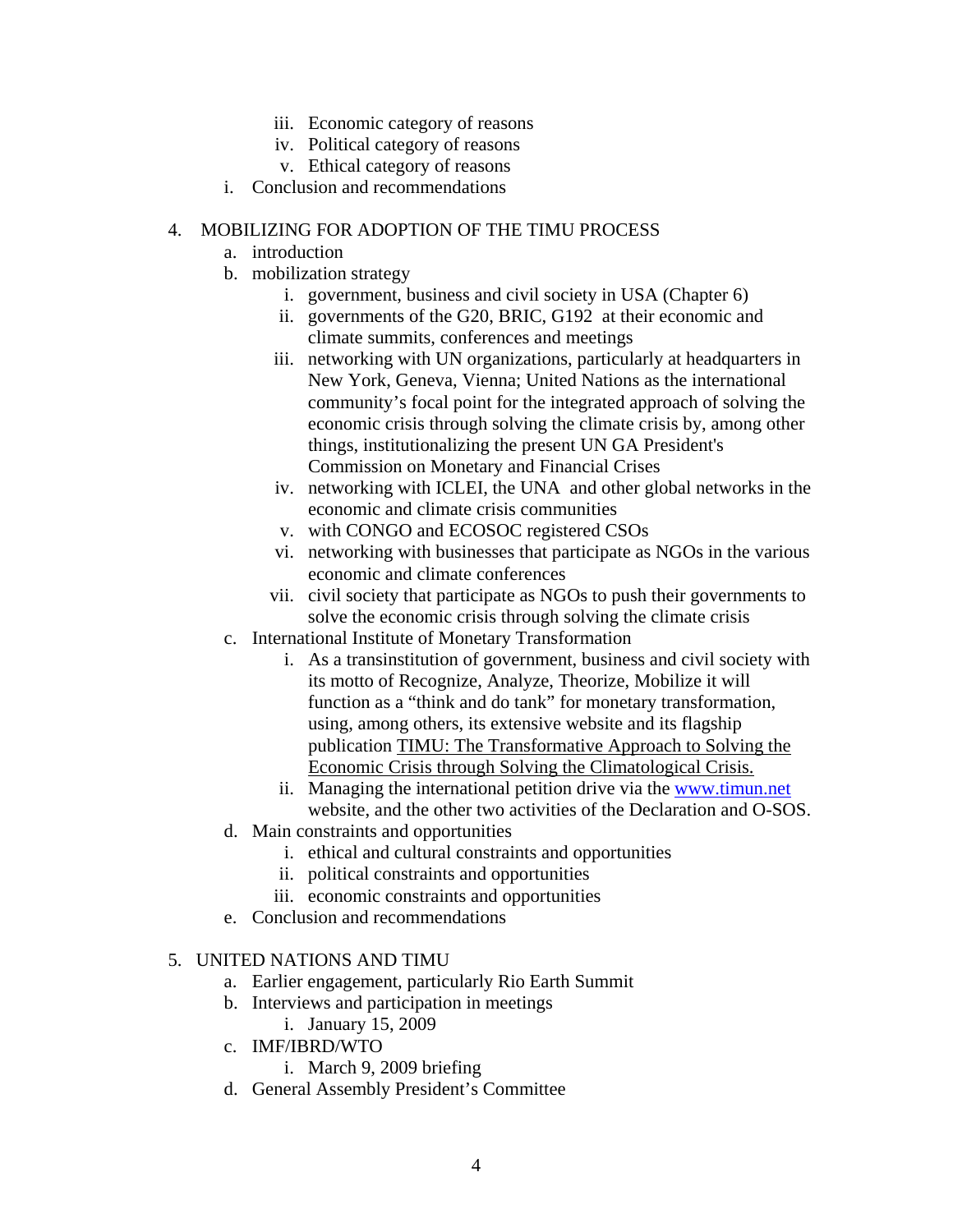iii. Economic category of reasons
iv. Political category of reasons
v. Ethical category of reasons

i. Conclusion and recommendations

4. MOBILIZING FOR ADOPTION OF THE TIMU PROCESS
    a. introduction
    b. mobilization strategy
        i. government, business and civil society in USA (Chapter 6)
        ii. governments of the G20, BRIC, G192 at their economic and climate summits, conferences and meetings
        iii. networking with UN organizations, particularly at headquarters in New York, Geneva, Vienna; United Nations as the international community's focal point for the integrated approach of solving the economic crisis through solving the climate crisis by, among other things, institutionalizing the present UN GA President's Commission on Monetary and Financial Crises
        iv. networking with ICLEI, the UNA and other global networks in the economic and climate crisis communities
        v. with CONGO and ECOSOC registered CSOs
        vi. networking with businesses that participate as NGOs in the various economic and climate conferences
        vii. civil society that participate as NGOs to push their governments to solve the economic crisis through solving the climate crisis
    c. International Institute of Monetary Transformation
        i. As a transinstitution of government, business and civil society with its motto of Recognize, Analyze, Theorize, Mobilize it will function as a "think and do tank" for monetary transformation, using, among others, its extensive website and its flagship publication TIMU: The Transformative Approach to Solving the Economic Crisis through Solving the Climatological Crisis.
        ii. Managing the international petition drive via the www.timun.net website, and the other two activities of the Declaration and O-SOS.
    d. Main constraints and opportunities
        i. ethical and cultural constraints and opportunities
        ii. political constraints and opportunities
        iii. economic constraints and opportunities
    e. Conclusion and recommendations

5. UNITED NATIONS AND TIMU
    a. Earlier engagement, particularly Rio Earth Summit
    b. Interviews and participation in meetings
        i. January 15, 2009
    c. IMF/IBRD/WTO
        i. March 9, 2009 briefing
    d. General Assembly President's Committee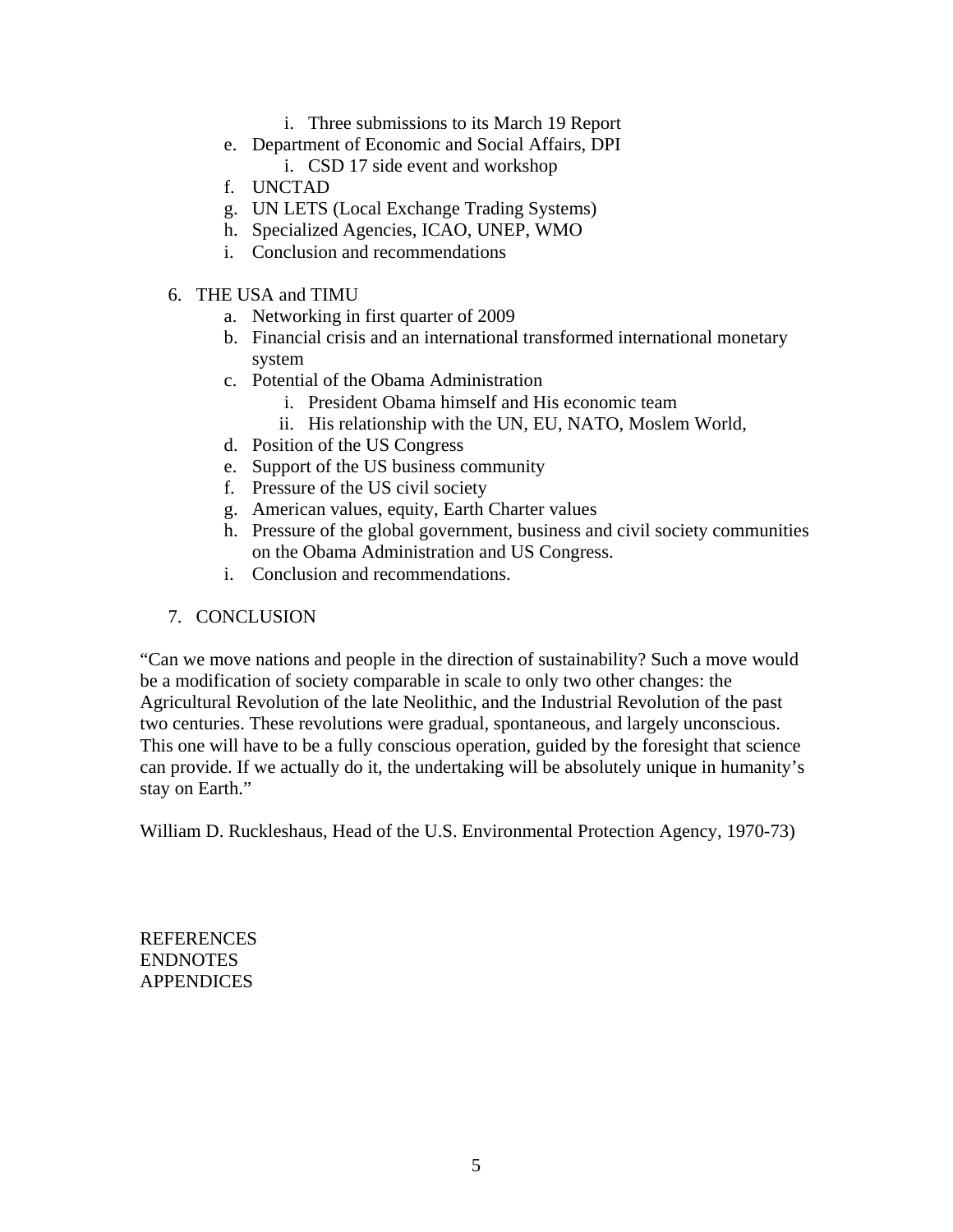i. Three submissions to its March 19 Report
   e. Department of Economic and Social Affairs, DPI
            i. CSD 17 side event and workshop
   f. UNCTAD
   g. UN LETS (Local Exchange Trading Systems)
   h. Specialized Agencies, ICAO, UNEP, WMO
   i. Conclusion and recommendations

6. THE USA and TIMU
   a. Networking in first quarter of 2009
   b. Financial crisis and an international transformed international monetary system
   c. Potential of the Obama Administration
      i. President Obama himself and His economic team
      ii. His relationship with the UN, EU, NATO, Moslem World,
   d. Position of the US Congress
   e. Support of the US business community
   f. Pressure of the US civil society
   g. American values, equity, Earth Charter values
   h. Pressure of the global government, business and civil society communities on the Obama Administration and US Congress.
   i. Conclusion and recommendations.

7. CONCLUSION

"Can we move nations and people in the direction of sustainability? Such a move would be a modification of society comparable in scale to only two other changes: the Agricultural Revolution of the late Neolithic, and the Industrial Revolution of the past two centuries. These revolutions were gradual, spontaneous, and largely unconscious. This one will have to be a fully conscious operation, guided by the foresight that science can provide. If we actually do it, the undertaking will be absolutely unique in humanity's stay on Earth."

William D. Ruckleshaus, Head of the U.S. Environmental Protection Agency, 1970-73)

REFERENCES
ENDNOTES
APPENDICES